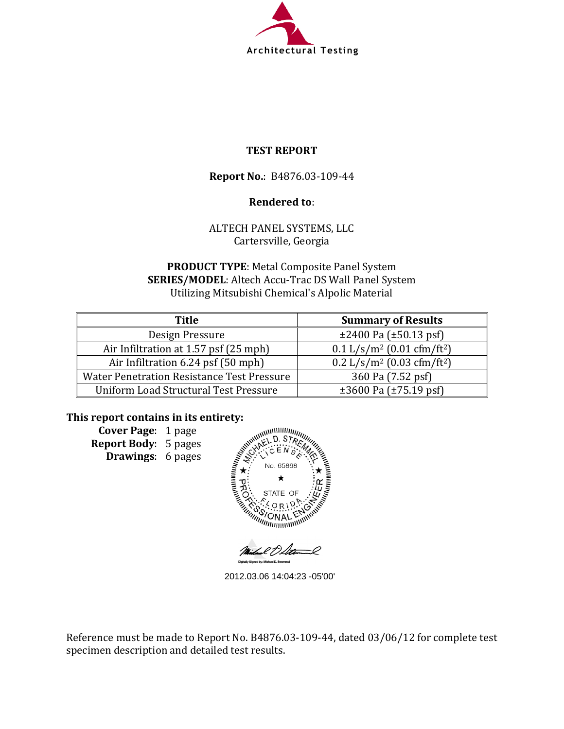Architectural Testing

# TEST REPORT

**Report No.**: B4876.03-109-44

**Rendered to**:

ALTECH PANEL SYSTEMS, LLC
Cartersville, Georgia

**PRODUCT TYPE**: Metal Composite Panel System
**SERIES/MODEL**: Altech Accu-Trac DS Wall Panel System
Utilizing Mitsubishi Chemical's Alpolic Material

| Title | Summary of Results |
| --- | --- |
| Design Pressure | ±2400 Pa (±50.13 psf) |
| Air Infiltration at 1.57 psf (25 mph) | 0.1 L/s/m² (0.01 cfm/ft²) |
| Air Infiltration 6.24 psf (50 mph) | 0.2 L/s/m² (0.03 cfm/ft²) |
| Water Penetration Resistance Test Pressure | 360 Pa (7.52 psf) |
| Uniform Load Structural Test Pressure | ±3600 Pa (±75.19 psf) |

**This report contains in its entirety:**

**Cover Page**: 1 page
**Report Body**: 5 pages
**Drawings**: 6 pages

MICHAEL D. STREMMEL LICENSE No. 65868 STATE OF FLORIDA PROFESSIONAL ENGINEER

Digitally Signed by: Michael D. Stremmel

2012.03.06 14:04:23 -05'00'

Reference must be made to Report No. B4876.03-109-44, dated 03/06/12 for complete test specimen description and detailed test results.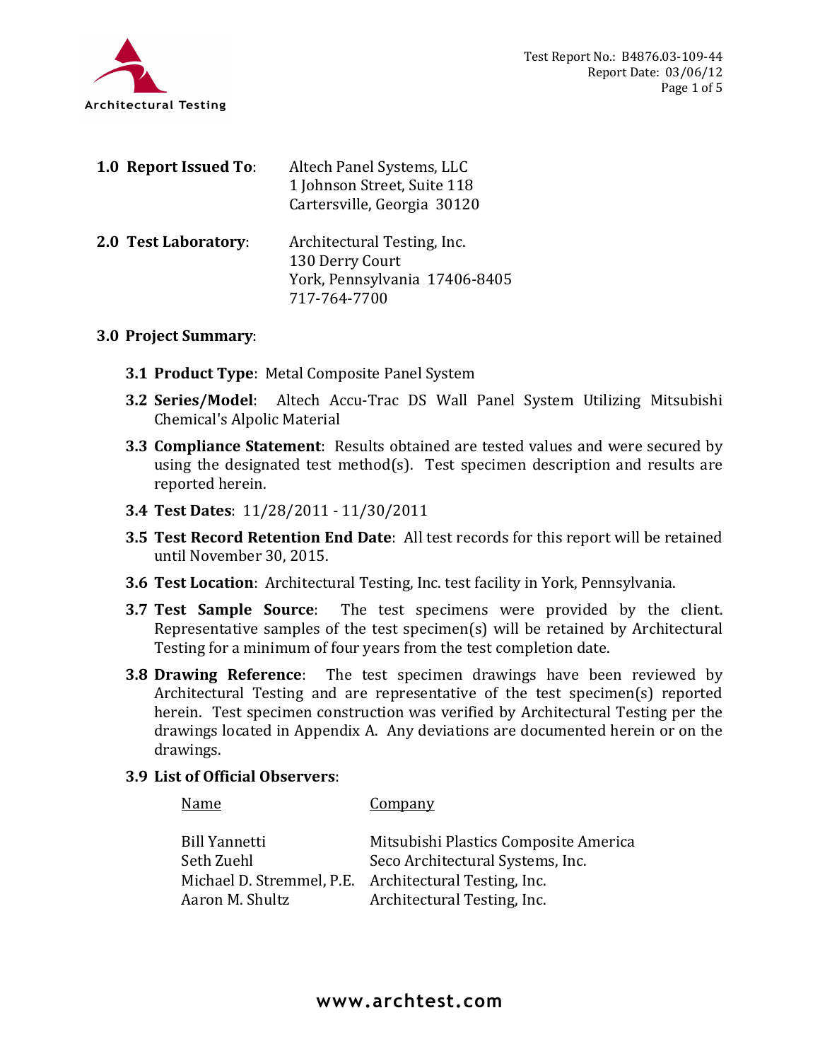Test Report No.: B4876.03-109-44
Report Date: 03/06/12

**1.0 Report Issued To**: Altech Panel Systems, LLC
1 Johnson Street, Suite 118
Cartersville, Georgia 30120

**2.0 Test Laboratory**: Architectural Testing, Inc.
130 Derry Court
York, Pennsylvania 17406-8405
717-764-7700

**3.0 Project Summary**:

**3.1 Product Type**: Metal Composite Panel System

**3.2 Series/Model**: Altech Accu-Trac DS Wall Panel System Utilizing Mitsubishi Chemical's Alpolic Material

**3.3 Compliance Statement**: Results obtained are tested values and were secured by using the designated test method(s). Test specimen description and results are reported herein.

**3.4 Test Dates**: 11/28/2011 - 11/30/2011

**3.5 Test Record Retention End Date**: All test records for this report will be retained until November 30, 2015.

**3.6 Test Location**: Architectural Testing, Inc. test facility in York, Pennsylvania.

**3.7 Test Sample Source**: The test specimens were provided by the client. Representative samples of the test specimen(s) will be retained by Architectural Testing for a minimum of four years from the test completion date.

**3.8 Drawing Reference**: The test specimen drawings have been reviewed by Architectural Testing and are representative of the test specimen(s) reported herein. Test specimen construction was verified by Architectural Testing per the drawings located in Appendix A. Any deviations are documented herein or on the drawings.

**3.9 List of Official Observers**:

| Name | Company |
|---|---|
| Bill Yannetti | Mitsubishi Plastics Composite America |
| Seth Zuehl | Seco Architectural Systems, Inc. |
| Michael D. Stremmel, P.E. | Architectural Testing, Inc. |
| Aaron M. Shultz | Architectural Testing, Inc. |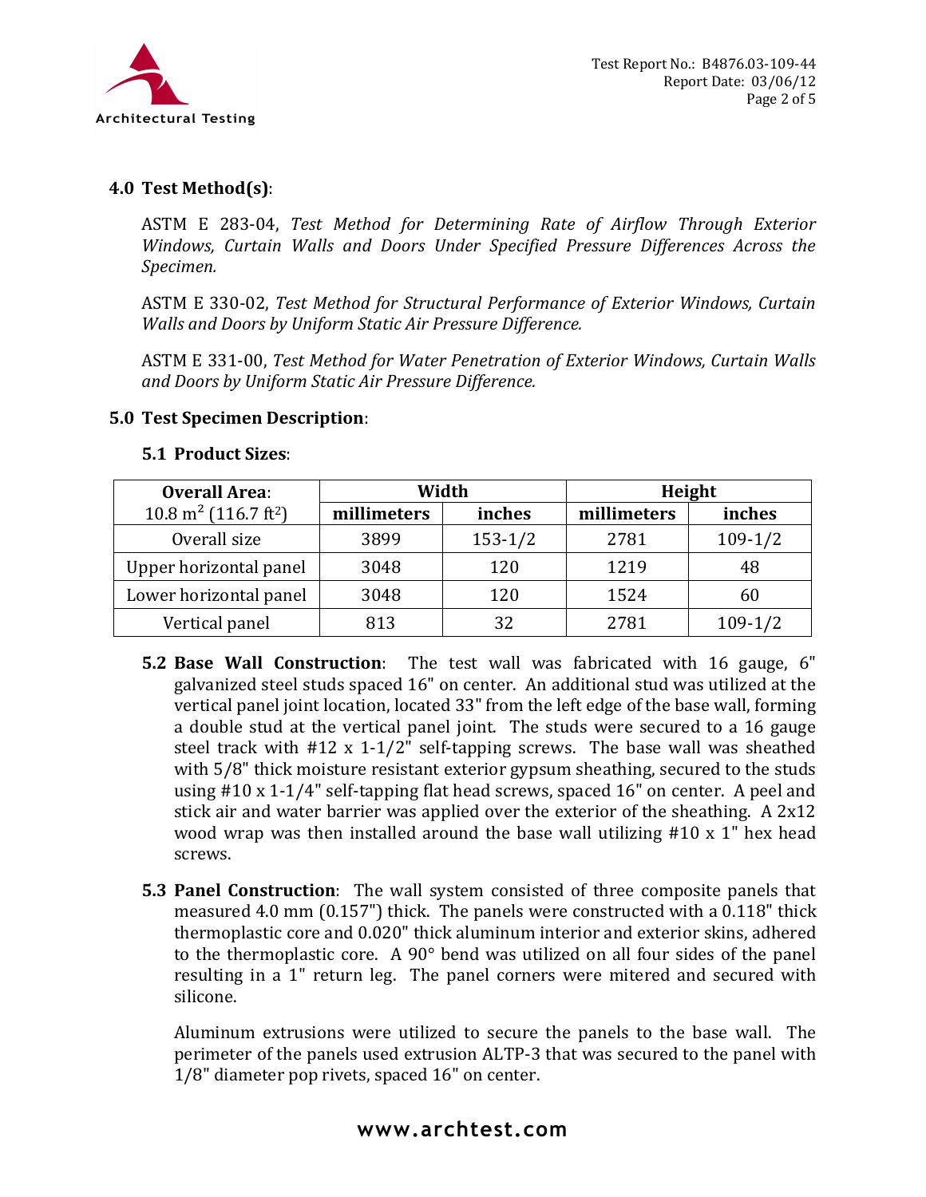## 4.0 Test Method(s):

ASTM E 283-04, *Test Method for Determining Rate of Airflow Through Exterior Windows, Curtain Walls and Doors Under Specified Pressure Differences Across the Specimen.*

ASTM E 330-02, *Test Method for Structural Performance of Exterior Windows, Curtain Walls and Doors by Uniform Static Air Pressure Difference.*

ASTM E 331-00, *Test Method for Water Penetration of Exterior Windows, Curtain Walls and Doors by Uniform Static Air Pressure Difference.*

## 5.0 Test Specimen Description:

### 5.1 Product Sizes:

| **Overall Area:** 10.8 $m^2$ (116.7 $ft^2$) | **Width** | | **Height** | |
|---|---|---|---|---|
| | **millimeters** | **inches** | **millimeters** | **inches** |
| Overall size | 3899 | 153-1/2 | 2781 | 109-1/2 |
| Upper horizontal panel | 3048 | 120 | 1219 | 48 |
| Lower horizontal panel | 3048 | 120 | 1524 | 60 |
| Vertical panel | 813 | 32 | 2781 | 109-1/2 |

**5.2 Base Wall Construction**: The test wall was fabricated with 16 gauge, 6" galvanized steel studs spaced 16" on center. An additional stud was utilized at the vertical panel joint location, located 33" from the left edge of the base wall, forming a double stud at the vertical panel joint. The studs were secured to a 16 gauge steel track with #12 x 1-1/2" self-tapping screws. The base wall was sheathed with 5/8" thick moisture resistant exterior gypsum sheathing, secured to the studs using #10 x 1-1/4" self-tapping flat head screws, spaced 16" on center. A peel and stick air and water barrier was applied over the exterior of the sheathing. A 2x12 wood wrap was then installed around the base wall utilizing #10 x 1" hex head screws.

**5.3 Panel Construction**: The wall system consisted of three composite panels that measured 4.0 mm (0.157") thick. The panels were constructed with a 0.118" thick thermoplastic core and 0.020" thick aluminum interior and exterior skins, adhered to the thermoplastic core. A 90° bend was utilized on all four sides of the panel resulting in a 1" return leg. The panel corners were mitered and secured with silicone.

Aluminum extrusions were utilized to secure the panels to the base wall. The perimeter of the panels used extrusion ALTP-3 that was secured to the panel with 1/8" diameter pop rivets, spaced 16" on center.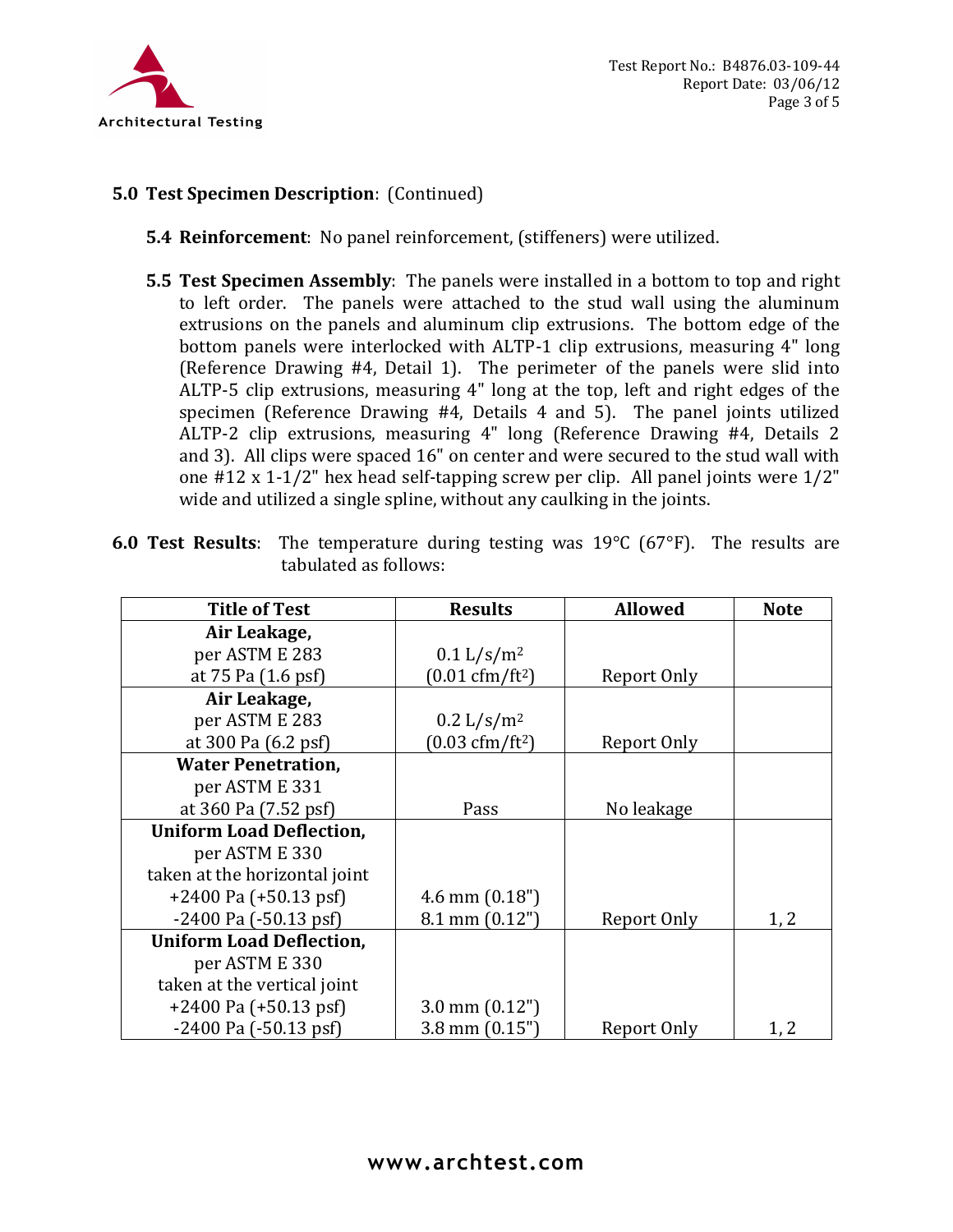**5.0 Test Specimen Description**: (Continued)

**5.4 Reinforcement**: No panel reinforcement, (stiffeners) were utilized.

**5.5 Test Specimen Assembly**: The panels were installed in a bottom to top and right to left order. The panels were attached to the stud wall using the aluminum extrusions on the panels and aluminum clip extrusions. The bottom edge of the bottom panels were interlocked with ALTP-1 clip extrusions, measuring 4" long (Reference Drawing #4, Detail 1). The perimeter of the panels were slid into ALTP-5 clip extrusions, measuring 4" long at the top, left and right edges of the specimen (Reference Drawing #4, Details 4 and 5). The panel joints utilized ALTP-2 clip extrusions, measuring 4" long (Reference Drawing #4, Details 2 and 3). All clips were spaced 16" on center and were secured to the stud wall with one #12 x 1-1/2" hex head self-tapping screw per clip. All panel joints were 1/2" wide and utilized a single spline, without any caulking in the joints.

**6.0 Test Results**: The temperature during testing was 19°C (67°F). The results are tabulated as follows:

| Title of Test | Results | Allowed | Note |
|---|---|---|---|
| **Air Leakage,** per ASTM E 283 at 75 Pa (1.6 psf) | 0.1 L/s/m$^2$ (0.01 cfm/ft$^2$) | Report Only | |
| **Air Leakage,** per ASTM E 283 at 300 Pa (6.2 psf) | 0.2 L/s/m$^2$ (0.03 cfm/ft$^2$) | Report Only | |
| **Water Penetration,** per ASTM E 331 at 360 Pa (7.52 psf) | Pass | No leakage | |
| **Uniform Load Deflection,** per ASTM E 330 taken at the horizontal joint +2400 Pa (+50.13 psf) -2400 Pa (-50.13 psf) | 4.6 mm (0.18") 8.1 mm (0.12") | Report Only | 1, 2 |
| **Uniform Load Deflection,** per ASTM E 330 taken at the vertical joint +2400 Pa (+50.13 psf) -2400 Pa (-50.13 psf) | 3.0 mm (0.12") 3.8 mm (0.15") | Report Only | 1, 2 |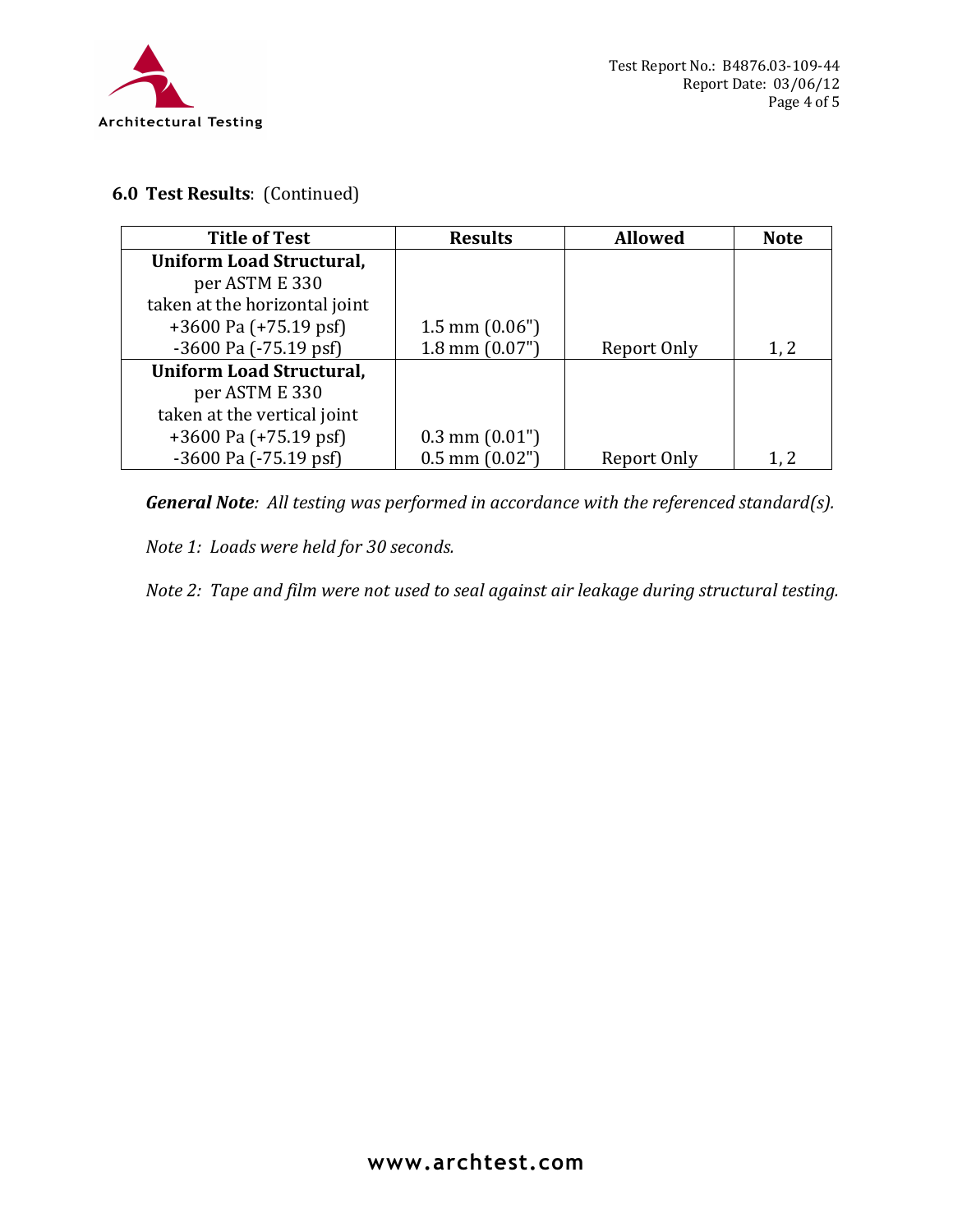**6.0 Test Results**: (Continued)

| Title of Test | Results | Allowed | Note |
|---|---|---|---|
| **Uniform Load Structural,** per ASTM E 330 taken at the horizontal joint +3600 Pa (+75.19 psf) -3600 Pa (-75.19 psf) | 1.5 mm (0.06") 1.8 mm (0.07") | Report Only | 1, 2 |
| **Uniform Load Structural,** per ASTM E 330 taken at the vertical joint +3600 Pa (+75.19 psf) -3600 Pa (-75.19 psf) | 0.3 mm (0.01") 0.5 mm (0.02") | Report Only | 1, 2 |

***General Note****: All testing was performed in accordance with the referenced standard(s).*

*Note 1: Loads were held for 30 seconds.*

*Note 2: Tape and film were not used to seal against air leakage during structural testing.*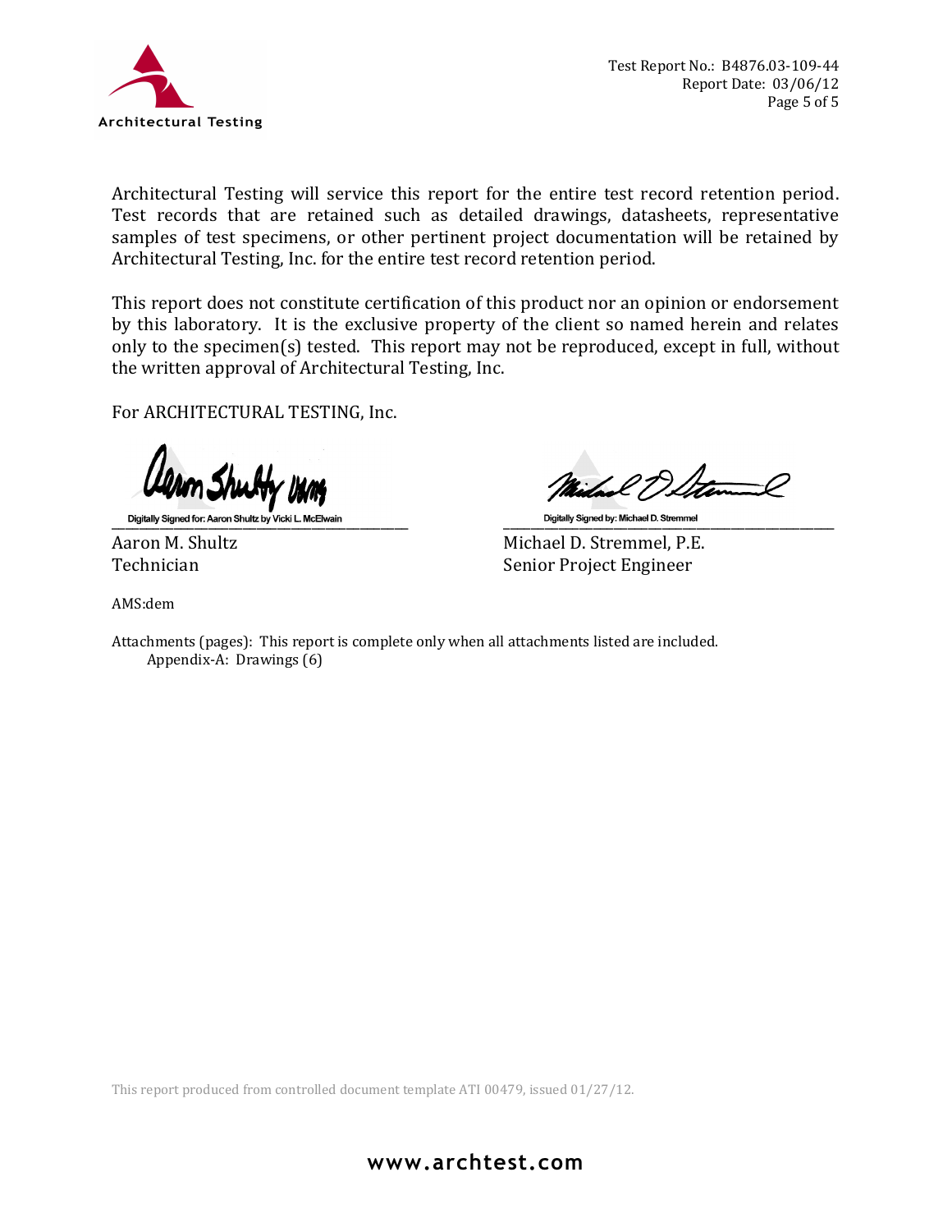Architectural Testing will service this report for the entire test record retention period. Test records that are retained such as detailed drawings, datasheets, representative samples of test specimens, or other pertinent project documentation will be retained by Architectural Testing, Inc. for the entire test record retention period.

This report does not constitute certification of this product nor an opinion or endorsement by this laboratory. It is the exclusive property of the client so named herein and relates only to the specimen(s) tested. This report may not be reproduced, except in full, without the written approval of Architectural Testing, Inc.

For ARCHITECTURAL TESTING, Inc.

Digitally Signed for: Aaron Shultz by Vicki L. McElwain

Aaron M. Shultz
Technician

Digitally Signed by: Michael D. Stremmel

Michael D. Stremmel, P.E.
Senior Project Engineer

AMS:dem

Attachments (pages): This report is complete only when all attachments listed are included.
Appendix-A: Drawings (6)

This report produced from controlled document template ATI 00479, issued 01/27/12.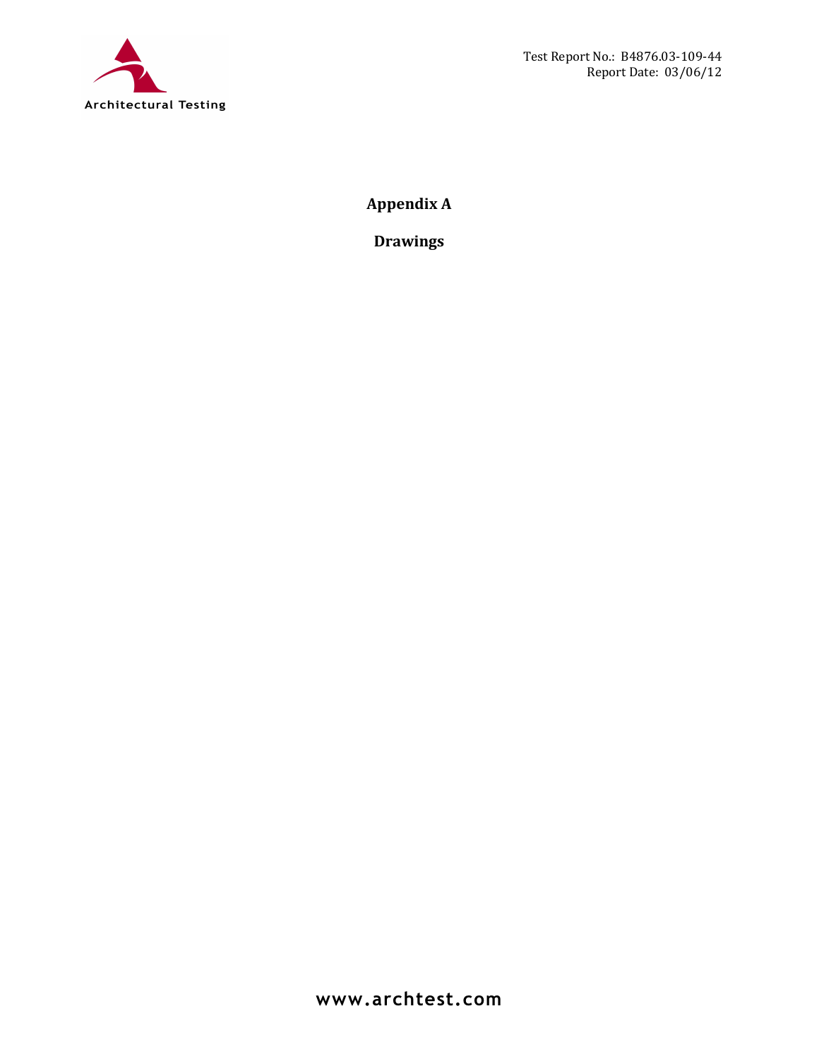# Appendix A

## Drawings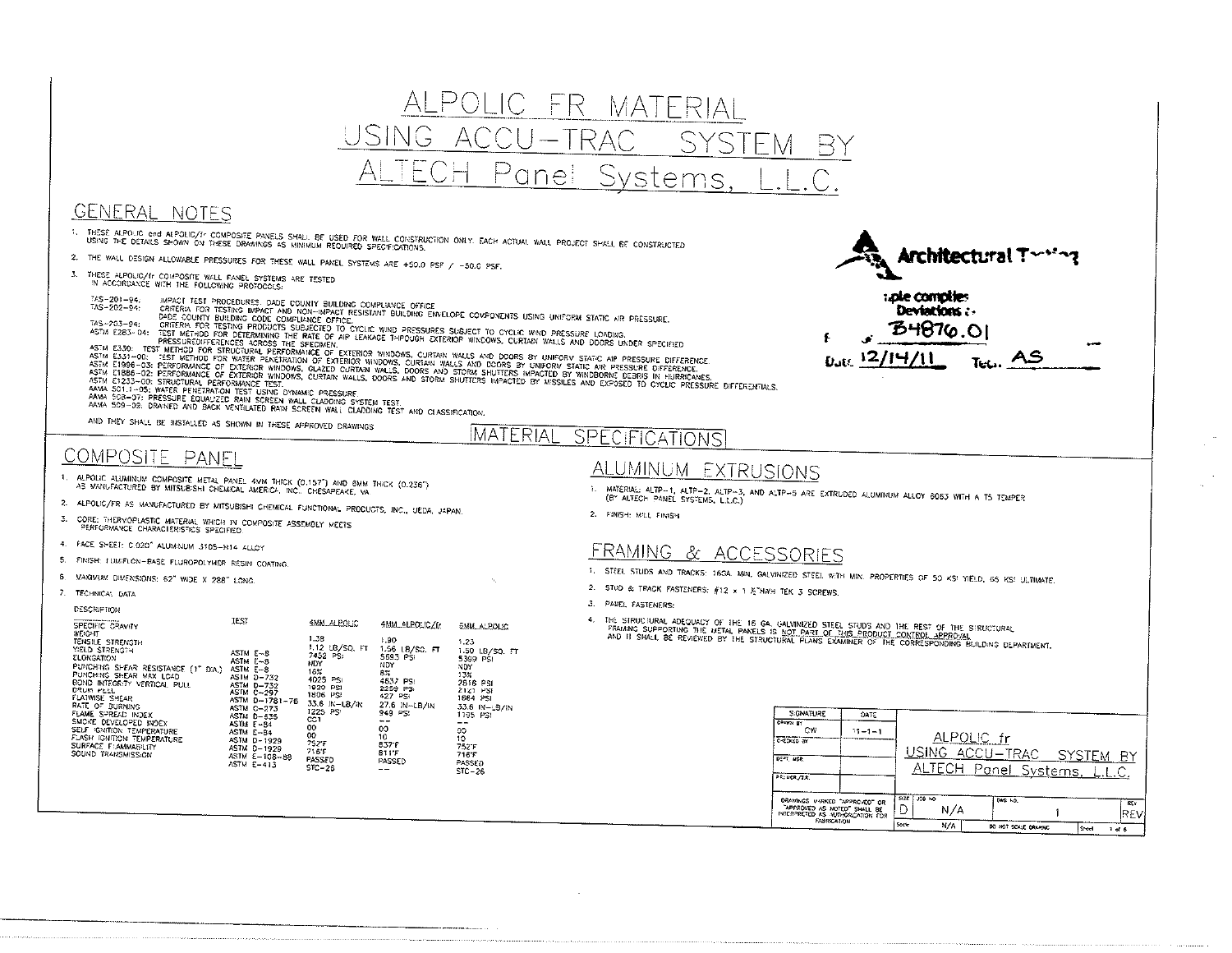# ALPOLIC FR MATERIAL USING ACCU-TRAC SYSTEM BY ALTECH Panel Systems, L.L.C.

## GENERAL NOTES

1. THESE ALPOLIC and ALPOLIC/fr COMPOSITE PANELS SHALL BE USED FOR WALL CONSTRUCTION ONLY. EACH ACTUAL WALL PROJECT SHALL BE CONSTRUCTED USING THE DETAILS SHOWN ON THESE DRAWINGS AS MINIMUM REQUIRED SPECIFICATIONS.
2. THE WALL DESIGN ALLOWABLE PRESSURES FOR THESE WALL PANEL SYSTEMS ARE +50.0 PSF / -50.0 PSF.
3. THESE ALPOLIC/fr COMPOSITE WALL PANEL SYSTEMS ARE TESTED IN ACCORDANCE WITH THE FOLLOWING PROTOCOLS:

   TAS-201-94: IMPACT TEST PROCEDURES: DADE COUNTY BUILDING COMPLIANCE OFFICE
   TAS-202-94: CRITERIA FOR TESTING IMPACT AND NON-IMPACT RESISTANT BUILDING ENVELOPE COMPONENTS USING UNIFORM STATIC AIR PRESSURE. DADE COUNTY BUILDING CODE COMPLIANCE OFFICE.
   TAS-203-94: CRITERIA FOR TESTING PRODUCTS SUBJECTED TO CYCLIC WIND PRESSURES SUBJECT TO CYCLIC WIND PRESSURE LOADING.
   ASTM E283-04: TEST METHOD FOR DETERMINING THE RATE OF AIR LEAKAGE THROUGH EXTERIOR WINDOWS, CURTAIN WALLS AND DOORS UNDER SPECIFIED PRESSUREDIFFERENCES ACROSS THE SPECIMEN.
   ASTM E330: TEST METHOD FOR STRUCTURAL PERFORMANCE OF EXTERIOR WINDOWS, CURTAIN WALLS AND DOORS BY UNIFORM STATIC AIR PRESSURE DIFFERENCE.
   ASTM E331-00: TEST METHOD FOR WATER PENETRATION OF EXTERIOR WINDOWS, CURTAIN WALLS AND DOORS BY UNIFORM STATIC AIR PRESSURE DIFFERENCE.
   ASTM E1996-03: PERFORMANCE OF EXTERIOR WINDOWS, GLAZED CURTAIN WALLS, DOORS AND STORM SHUTTERS IMPACTED BY WINDBORNE DEBRIS IN HURRICANES.
   ASTM E1886-02: PERFORMANCE OF EXTERIOR WINDOWS, CURTAIN WALLS, DOORS AND STORM SHUTTERS IMPACTED BY MISSILES AND EXPOSED TO CYCLIC PRESSURE DIFFERENTIALS.
   ASTM E1233-00: STRUCTURAL PERFORMANCE TEST.
   AAMA 501.1-05: WATER PENETRATION TEST USING DYNAMIC PRESSURE
   AAMA 508-07: PRESSURE EQUALIZED RAIN SCREEN WALL CLADDING SYSTEM TEST.
   AAMA 509-08: DRAINED AND BACK VENTILATED RAIN SCREEN WALL CLADDING TEST AND CLASSIFICATION.

   AND THEY SHALL BE INSTALLED AS SHOWN IN THESE APPROVED DRAWINGS

Architectural Testing
Sample complies: Deviations:
# B4876.01
Date 12/14/11 Tech AS

## MATERIAL SPECIFICATIONS

### COMPOSITE PANEL

1. ALPOLIC ALUMINUM COMPOSITE METAL PANEL 4MM THICK (0.157") AND 6MM THICK (0.236") AS MANUFACTURED BY MITSUBISHI CHEMICAL AMERICA, INC. CHESAPEAKE, VA
2. ALPOLIC/FR AS MANUFACTURED BY MITSUBISHI CHEMICAL FUNCTIONAL PRODUCTS, INC., UEDA, JAPAN.
3. CORE: THERMOPLASTIC MATERIAL WHICH IN COMPOSITE ASSEMBLY MEETS PERFORMANCE CHARACTERISTICS SPECIFIED
4. FACE SHEET: 0.020" ALUMINUM 3105-H14 ALLOY
5. FINISH: LUMIFLON-BASE FLUOROPOLYMER RESIN COATING.
6. MAXIMUM DIMENSIONS: 62" WIDE X 288" LONG.
7. TECHNICAL DATA

| DESCRIPTION | TEST | 4MM ALPOLIC | 4MM ALPOLIC/fr | 6MM ALPOLIC |
|---|---|---|---|---|
| SPECIFIC GRAVITY | | 1.38 | 1.90 | 1.23 |
| WEIGHT | | 1.12 LB/SQ. FT | 1.56 LB/SQ. FT | 1.50 LB/SQ. FT |
| TENSILE STRENGTH | ASTM E-8 | 7452 PSI | 5593 PSI | 5399 PSI |
| YIELD STRENGTH | ASTM E-8 | NDY | NDY | NDY |
| ELONGATION | ASTM E-8 | 16% | 8% | 13% |
| PUNCHING SHEAR RESISTANCE (1" DIA.) | ASTM D-732 | 4025 PSI | 4637 PSI | 2816 PSI |
| PUNCHING SHEAR MAX LOAD | ASTM D-732 | 1930 PSI | 2259 PSI | 2121 PSI |
| BOND INTEGRITY VERTICAL PULL | ASTM C-297 | 1806 PSI | 427 PSI | 1664 PSI |
| DRUM PEEL | ASTM D-1781-76 | 33.6 IN-LB/IN | 27.6 IN-LB/IN | 33.6 IN-LB/IN |
| FLATWISE SHEAR | ASTM C-273 | 1225 PSI | 949 PSI | 1195 PSI |
| RATE OF BURNING | ASTM D-635 | CC1 | -- | -- |
| FLAME SPREAD INDEX | ASTM E-84 | 00 | 00 | 00 |
| SMOKE DEVELOPED INDEX | ASTM E-84 | 00 | 10 | 10 |
| SELF IGNITION TEMPERATURE | ASTM D-1929 | 752°F | 837°F | 752°F |
| FLASH IGNITION TEMPERATURE | ASTM D-1929 | 716°F | 811°F | 716°F |
| SURFACE FLAMMABILITY | ASTM E-108-88 | PASSED | PASSED | PASSED |
| SOUND TRANSMISSION | ASTM E-413 | STC-26 | -- | STC-26 |

### ALUMINUM EXTRUSIONS

1. MATERIAL: ALTP-1, ALTP-2, ALTP-3, AND ALTP-5 ARE EXTRUDED ALUMINUM ALLOY 6063 WITH A T5 TEMPER (BY ALTECH PANEL SYSTEMS, L.L.C.)
2. FINISH: MILL FINISH

### FRAMING & ACCESSORIES

1. STEEL STUDS AND TRACKS: 16GA. MIN. GALVANIZED STEEL WITH MIN. PROPERTIES OF 50 KSI YIELD, 65 KSI ULTIMATE.
2. STUD & TRACK FASTENERS: #12 x 1 ¾" HWH TEK 3 SCREWS.
3. PANEL FASTENERS:
4. THE STRUCTURAL ADEQUACY OF THE 16 GA. GALVANIZED STEEL STUDS AND THE REST OF THE STRUCTURAL FRAMING SUPPORTING THE METAL PANELS IS NOT PART OF THIS PRODUCT CONTROL APPROVAL AND IT SHALL BE REVIEWED BY THE STRUCTURAL PLANS EXAMINER OF THE CORRESPONDING BUILDING DEPARTMENT.

| SIGNATURE | DATE | |
|---|---|---|
| DRAWN BY CW | 11-1-1 | ALPOLIC fr USING ACCU-TRAC SYSTEM BY ALTECH Panel Systems, L.L.C. |
| CHECKED BY | | |
| DEPT. MGR. | | |
| PROJ.MGR./ER. | | |

DRAWINGS MARKED "APPROVED" OR "APPROVED AS NOTED" SHALL BE INTERPRETED AS AUTHORIZATION FOR FABRICATION

| SIZE | JOB NO | DWG NO. | REV |
|---|---|---|---|
| D | N/A | 1 | REV |
| Scale N/A | | DO NOT SCALE DRAWING | Sheet 1 of 6 |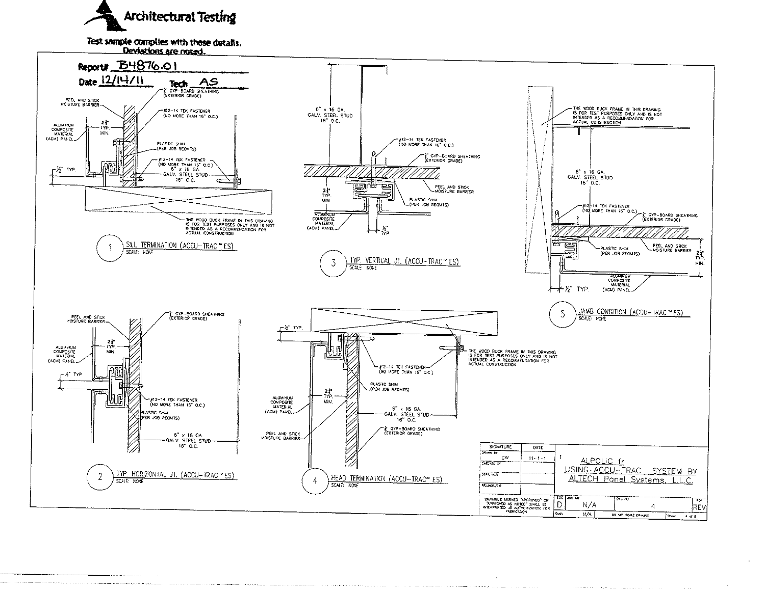# Architectural Testing

**Test sample complies with these details. Deviations are noted.**

Report# B4876.01

Date 12/14/11 Tech AS

## 1 SILL TERMINATION (ACCU-TRAC™ ES)

SCALE: NONE

- PEEL AND STICK MOISTURE BARRIER
- ALUMINUM COMPOSITE MATERIAL (ACM) PANEL
- 2¼" TYP MIN.
- ½" TYP
- ⅝" GYP-BOARD SHEATHING (EXTERIOR GRADE)
- #12-14 TEK FASTENER (NO MORE THAN 16" O.C.)
- PLASTIC SHIM (PER JOB REQMTS)
- #12-14 TEK FASTENER (NO MORE THAN 16" O.C.)
- 6" x 16 GA. GALV. STEEL STUD 16" O.C.
- THE WOOD BUCK FRAME IN THIS DRAWING IS FOR TEST PURPOSES ONLY AND IS NOT INTENDED AS A RECOMMENDATION FOR ACTUAL CONSTRUCTION

## 2 TYP. HORIZONTAL JT. (ACCU-TRAC™ ES)

SCALE: NONE

- PEEL AND STICK MOISTURE BARRIER
- ALUMINUM COMPOSITE MATERIAL (ACM) PANEL
- 2¼" TYP MIN.
- ½" TYP
- ⅝" GYP-BOARD SHEATHING (EXTERIOR GRADE)
- #12-14 TEK FASTENER (NO MORE THAN 16" O.C.)
- PLASTIC SHIM (PER JOB REQMTS)
- 6" x 16 GA GALV. STEEL STUD 16" O.C.

## 3 TYP. VERTICAL JT. (ACCU-TRAC™ ES)

SCALE: NONE

- 6" x 16 GA. GALV. STEEL STUD 16" O.C.
- #12-14 TEK FASTENER (NO MORE THAN 16" O.C.)
- ⅝" GYP-BOARD SHEATHING (EXTERIOR GRADE)
- PEEL AND STICK MOISTURE BARRIER
- PLASTIC SHIM (PER JOB REQMTS)
- 2¼" TYP. MIN
- ALUMINUM COMPOSITE MATERIAL (ACM) PANEL
- ½" TYP

## 4 HEAD TERMINATION (ACCU-TRAC™ ES)

SCALE: NONE

- ½" TYP.
- THE WOOD BUCK FRAME IN THIS DRAWING IS FOR TEST PURPOSES ONLY AND IS NOT INTENDED AS A RECOMMENDATION FOR ACTUAL CONSTRUCTION
- #12-14 TEK FASTENER (NO MORE THAN 16" O.C.)
- PLASTIC SHIM (PER JOB REQMTS)
- ALUMINUM COMPOSITE MATERIAL (ACM) PANEL
- 2¼" TYP. MIN.
- 6" x 16 GA. GALV. STEEL STUD 16" O.C.
- PEEL AND STICK MOISTURE BARRIER
- ⅝" GYP-BOARD SHEATHING (EXTERIOR GRADE)

## 5 JAMB CONDITION (ACCU-TRAC™ ES)

SCALE: NONE

- THE WOOD BUCK FRAME IN THIS DRAWING IS FOR TEST PURPOSES ONLY AND IS NOT INTENDED AS A RECOMMENDATION FOR ACTUAL CONSTRUCTION
- 6" x 16 GA GALV. STEEL STUD 16" O.C.
- #12-14 TEK FASTENER (NO MORE THAN 16" O.C.)
- ⅝" GYP-BOARD SHEATHING (EXTERIOR GRADE)
- PLASTIC SHIM (PER JOB REQMTS)
- PEEL AND STICK MOISTURE BARRIER
- 2¼" TYP. MIN.
- ALUMINUM COMPOSITE MATERIAL (ACM) PANEL
- ½" TYP.

---

| SIGNATURE | DATE |
|---|---|
| DRAWN BY CW | 11-1-1 |
| CHECKED BY | |
| DEPT. MGR | |
| PRJ.MGR./P.M. | |

DRAWINGS MARKED "APPROVED" OR "APPROVED AS NOTED" SHALL BE INTERPRETED AS AUTHORIZATION FOR FABRICATION

1 ALPOLIC fr USING ACCU-TRAC SYSTEM BY ALTECH Panel Systems, L.L.C.

| SIZE | JOB NO | DWG NO | REV |
|---|---|---|---|
| D | N/A | 4 | REV |

Scale N/A — DO NOT SCALE DRAWING — Sheet 4 of 5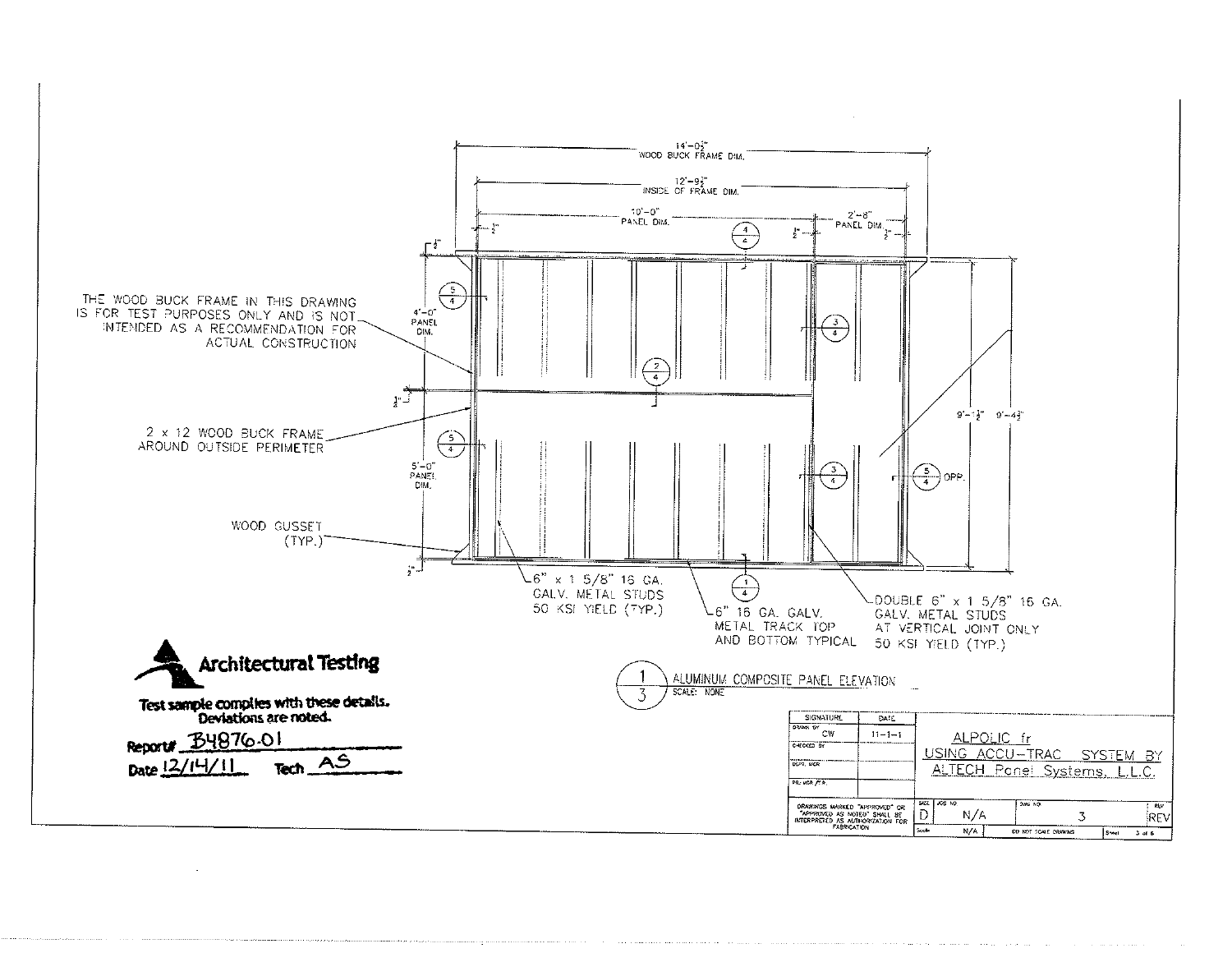14'-0½"
WOOD BUCK FRAME DIM.

12'-9½"
INSIDE OF FRAME DIM.

10'-0"
PANEL DIM.

2'-8"
PANEL DIM.

½"

4'-0"
PANEL DIM.

5'-0"
PANEL DIM.

9'-1½" 9'-4½"

THE WOOD BUCK FRAME IN THIS DRAWING IS FOR TEST PURPOSES ONLY AND IS NOT INTENDED AS A RECOMMENDATION FOR ACTUAL CONSTRUCTION

2 x 12 WOOD BUCK FRAME AROUND OUTSIDE PERIMETER

WOOD GUSSET (TYP.)

6" x 1 5/8" 16 GA. GALV. METAL STUDS 50 KSI YIELD (TYP.)

6" 16 GA. GALV. METAL TRACK TOP AND BOTTOM TYPICAL

DOUBLE 6" x 1 5/8" 16 GA. GALV. METAL STUDS AT VERTICAL JOINT ONLY 50 KSI YIELD (TYP.)

5/4 OPP.

1/3 ALUMINUM COMPOSITE PANEL ELEVATION
SCALE: NONE

**Architectural Testing**

**Test sample complies with these details. Deviations are noted.**

Report# B4876.01

Date 12/14/11 Tech AS

| SIGNATURE | DATE |
|---|---|
| DRAWN BY CW | 11-1-1 |
| CHECKED BY | |
| DEPT. MGR | |
| PR. MGR./P.E. | |

DRAWINGS MARKED "APPROVED" OR "APPROVED AS NOTED" SHALL BE INTERPRETED AS AUTHORIZATION FOR FABRICATION

ALPOLIC fr
USING ACCU-TRAC SYSTEM BY
ALTECH Panel Systems, L.L.C.

| SIZE | JOB NO. | DWG NO. | REV |
|---|---|---|---|
| D | N/A | 3 | REV |

Scale N/A | DO NOT SCALE DRAWING | Sheet 3 of 6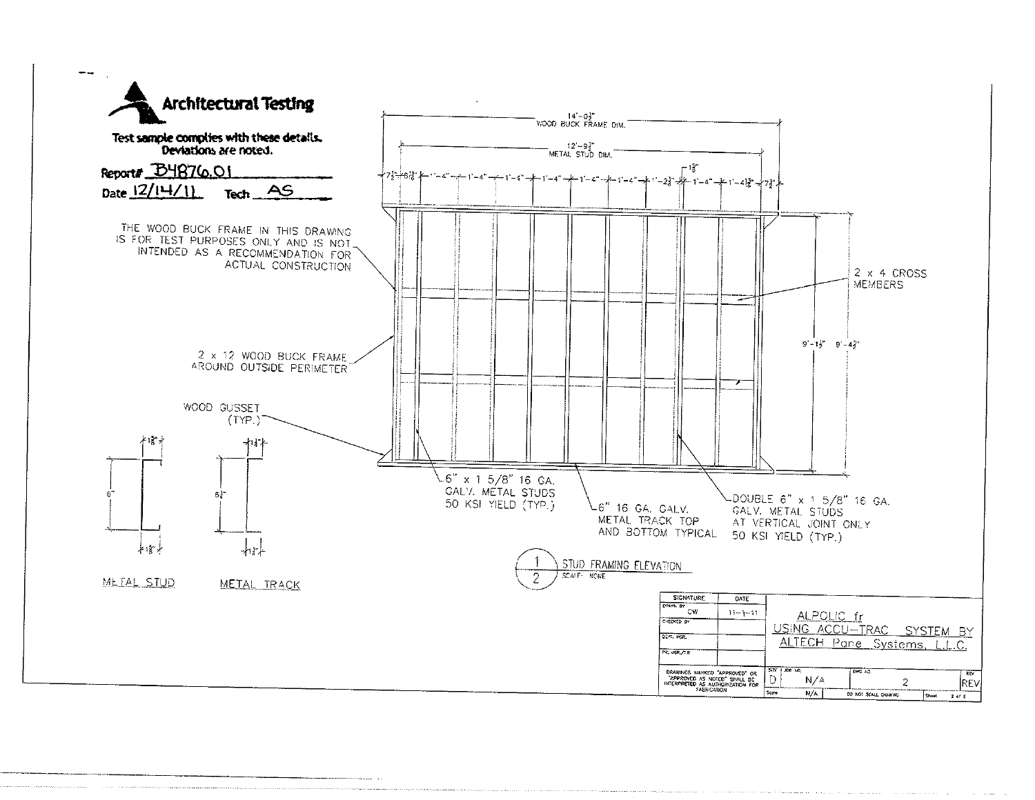**Architectural Testing**

**Test sample complies with these details. Deviations are noted.**

Report# B4876.01

Date 12/14/11 Tech AS

14'-0¾" WOOD BUCK FRAME DIM.

12'-9¾" METAL STUD DIM.

7½" 6⅞" 1'-4" 1'-4" 1'-4" 1'-4" 1'-4" 1'-4" 1'-4" 1'-2⅜" 1⅝" 1'-4" 1'-4⅞" 7½"

THE WOOD BUCK FRAME IN THIS DRAWING IS FOR TEST PURPOSES ONLY AND IS NOT INTENDED AS A RECOMMENDATION FOR ACTUAL CONSTRUCTION

2 x 4 CROSS MEMBERS

2 x 12 WOOD BUCK FRAME AROUND OUTSIDE PERIMETER

9'-1½" 9'-4½"

WOOD GUSSET (TYP.)

6" x 1 5/8" 16 GA. GALV. METAL STUDS 50 KSI YIELD (TYP.)

6" 16 GA. GALV. METAL TRACK TOP AND BOTTOM TYPICAL

DOUBLE 6" x 1 5/8" 16 GA. GALV. METAL STUDS AT VERTICAL JOINT ONLY 50 KSI YIELD (TYP.)

METAL STUD (1⅝", 6", 1⅝")

METAL TRACK (1¼", 6¼", 1¼")

1/2 STUD FRAMING ELEVATION
SCALE: NONE

| SIGNATURE | DATE | |
|---|---|---|
| DRAWN BY CW | 12-1-11 | ALPOLIC fr USING ACCU-TRAC SYSTEM BY ALTECH Pane Systems, L.L.C. |
| CHECKED BY | | |
| DEPT. MGR. | | |
| PROJ. MGR./ENG. | | |

DRAWINGS MARKED "APPROVED" OR "APPROVED AS NOTED" SHALL BE INTERPRETED AS AUTHORIZATION FOR FABRICATION

| SIZE | JOB NO. | DWG NO. | REV |
|---|---|---|---|
| D | N/A | 2 | REV |
| Scale N/A | | DO NOT SCALE DRAWING | Sheet 2 of 6 |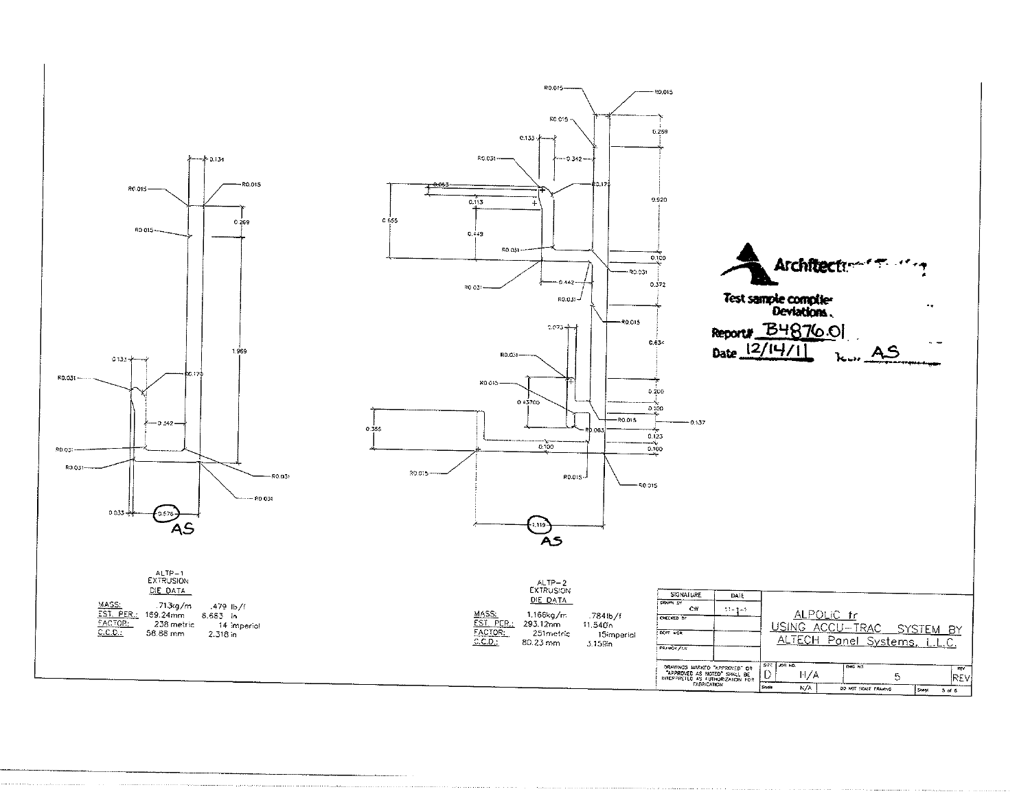ALTP-1
EXTRUSION
DIE DATA

| | | |
|---|---|---|
| MASS: | .713kg/m | .479 lb/f |
| EST. PER.: | 169.24mm | 6.663 in |
| FACTOR: | 238 metric | 14 imperial |
| C.C.D.: | 58.88 mm | 2.318 in |

ALTP-2
EXTRUSION
DIE DATA

| | | |
|---|---|---|
| MASS: | 1.166kg/m | .784lb/f |
| EST. PER.: | 293.12mm | 11.540in |
| FACTOR: | 251metric | 15imperial |
| C.C.D.: | 80.23 mm | 3.159in |

Architectural Testing
Test sample complies with these details. Deviations are noted.
Report# B4876.01
Date 12/14/11 By AS

ALPOLIC fr
USING ACCU-TRAC SYSTEM BY
ALTECH Panel Systems, L.L.C.

| SIGNATURE | DATE |
|---|---|
| DRAWN BY CW | 11-1-11 |
| CHECKED BY | |
| DEPT. MGR. | |
| PRAMGR./LR | |

DRAWINGS MARKED "APPROVED" OR "APPROVED AS NOTED" SHALL BE INTERPRETED AS AUTHORIZATION FOR FABRICATION

| SIZE | JOB NO. | DWG NO. | REV |
|---|---|---|---|
| D | N/A | 5 | REV |
| SCALE N/A | DO NOT SCALE DRAWING | SHEET 5 of 6 | |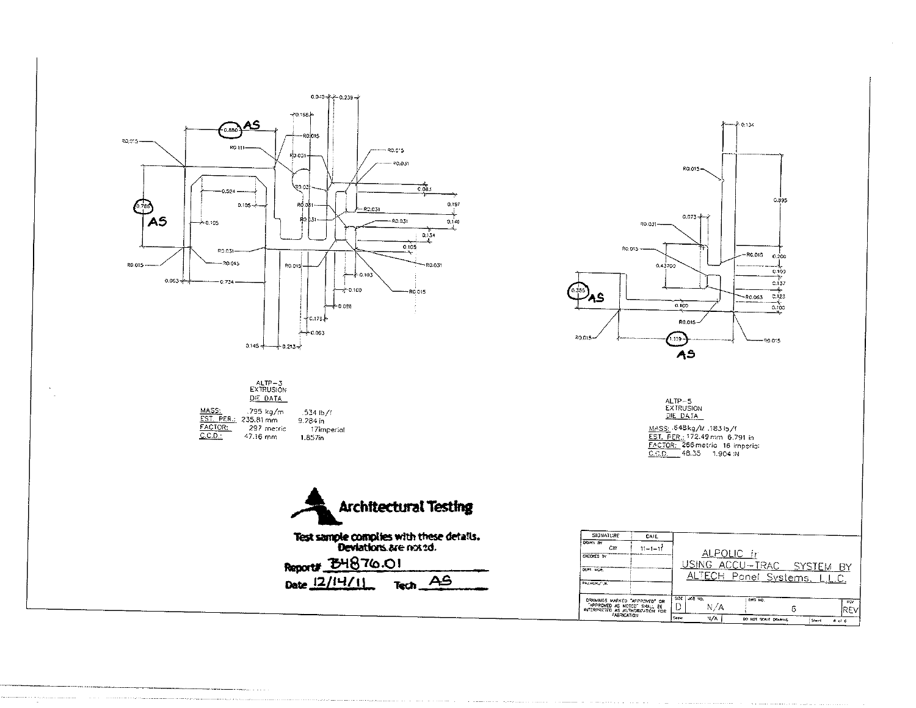ALTP-3
EXTRUSION
DIE DATA

MASS: .795 kg/m .534 lb/f
EST. PER.: 235.81 mm 9.284 in
FACTOR: 297 metric 17imperial
C.C.D.: 47.16 mm 1.857in

ALTP-5
EXTRUSION
DIE DATA

MASS: .848kg/M .183 lb/f
EST. PER.: 172.49mm 6.791 in
FACTOR: 266metric 16 imperial
C.C.D. 48.35 1.904 IN

Architectural Testing

Test sample complies with these details.
Deviations are noted.

Report# B4876.01

Date 12/14/11 Tech AS

| SIGNATURE | DATE |
| --- | --- |
| DRAWN BY CW | 11-1-11 |
| CHECKED BY | |
| DEPT. MGR. | |
| PROJ. MGR. | |

ALPOLIC fr
USING ACCU-TRAC SYSTEM BY
ALTECH Panel Systems, L.L.C.

DRAWINGS MARKED "APPROVED" OR "APPROVED AS NOTED" SHALL BE INTERPRETED AS AUTHORIZATION FOR FABRICATION

| SIZE | JOB NO. | DWG NO. | REV |
| --- | --- | --- | --- |
| D | N/A | 6 | |

SCALE N/A DO NOT SCALE DRAWING